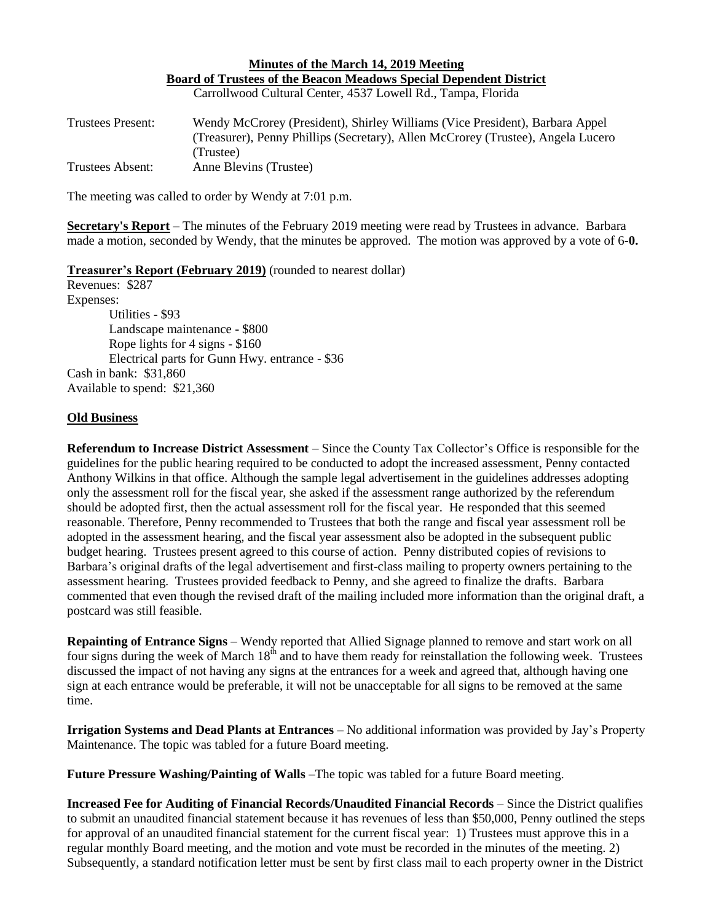**Minutes of the March 14, 2019 Meeting**
**Board of Trustees of the Beacon Meadows Special Dependent District**
Carrollwood Cultural Center, 4537 Lowell Rd., Tampa, Florida

| | |
|---|---|
| Trustees Present: | Wendy McCrorey (President), Shirley Williams (Vice President), Barbara Appel (Treasurer), Penny Phillips (Secretary), Allen McCrorey (Trustee), Angela Lucero (Trustee) |
| Trustees Absent: | Anne Blevins (Trustee) |

The meeting was called to order by Wendy at 7:01 p.m.

**Secretary's Report** – The minutes of the February 2019 meeting were read by Trustees in advance. Barbara made a motion, seconded by Wendy, that the minutes be approved. The motion was approved by a vote of 6**-0.**

**Treasurer's Report (February 2019)** (rounded to nearest dollar)

Revenues: $287
Expenses:
- Utilities - $93
- Landscape maintenance - $800
- Rope lights for 4 signs - $160
- Electrical parts for Gunn Hwy. entrance - $36

Cash in bank: $31,860
Available to spend: $21,360

**Old Business**

**Referendum to Increase District Assessment** – Since the County Tax Collector's Office is responsible for the guidelines for the public hearing required to be conducted to adopt the increased assessment, Penny contacted Anthony Wilkins in that office. Although the sample legal advertisement in the guidelines addresses adopting only the assessment roll for the fiscal year, she asked if the assessment range authorized by the referendum should be adopted first, then the actual assessment roll for the fiscal year. He responded that this seemed reasonable. Therefore, Penny recommended to Trustees that both the range and fiscal year assessment roll be adopted in the assessment hearing, and the fiscal year assessment also be adopted in the subsequent public budget hearing. Trustees present agreed to this course of action. Penny distributed copies of revisions to Barbara's original drafts of the legal advertisement and first-class mailing to property owners pertaining to the assessment hearing. Trustees provided feedback to Penny, and she agreed to finalize the drafts. Barbara commented that even though the revised draft of the mailing included more information than the original draft, a postcard was still feasible.

**Repainting of Entrance Signs** – Wendy reported that Allied Signage planned to remove and start work on all four signs during the week of March 18th and to have them ready for reinstallation the following week. Trustees discussed the impact of not having any signs at the entrances for a week and agreed that, although having one sign at each entrance would be preferable, it will not be unacceptable for all signs to be removed at the same time.

**Irrigation Systems and Dead Plants at Entrances** – No additional information was provided by Jay's Property Maintenance. The topic was tabled for a future Board meeting.

**Future Pressure Washing/Painting of Walls** –The topic was tabled for a future Board meeting.

**Increased Fee for Auditing of Financial Records/Unaudited Financial Records** – Since the District qualifies to submit an unaudited financial statement because it has revenues of less than $50,000, Penny outlined the steps for approval of an unaudited financial statement for the current fiscal year: 1) Trustees must approve this in a regular monthly Board meeting, and the motion and vote must be recorded in the minutes of the meeting. 2) Subsequently, a standard notification letter must be sent by first class mail to each property owner in the District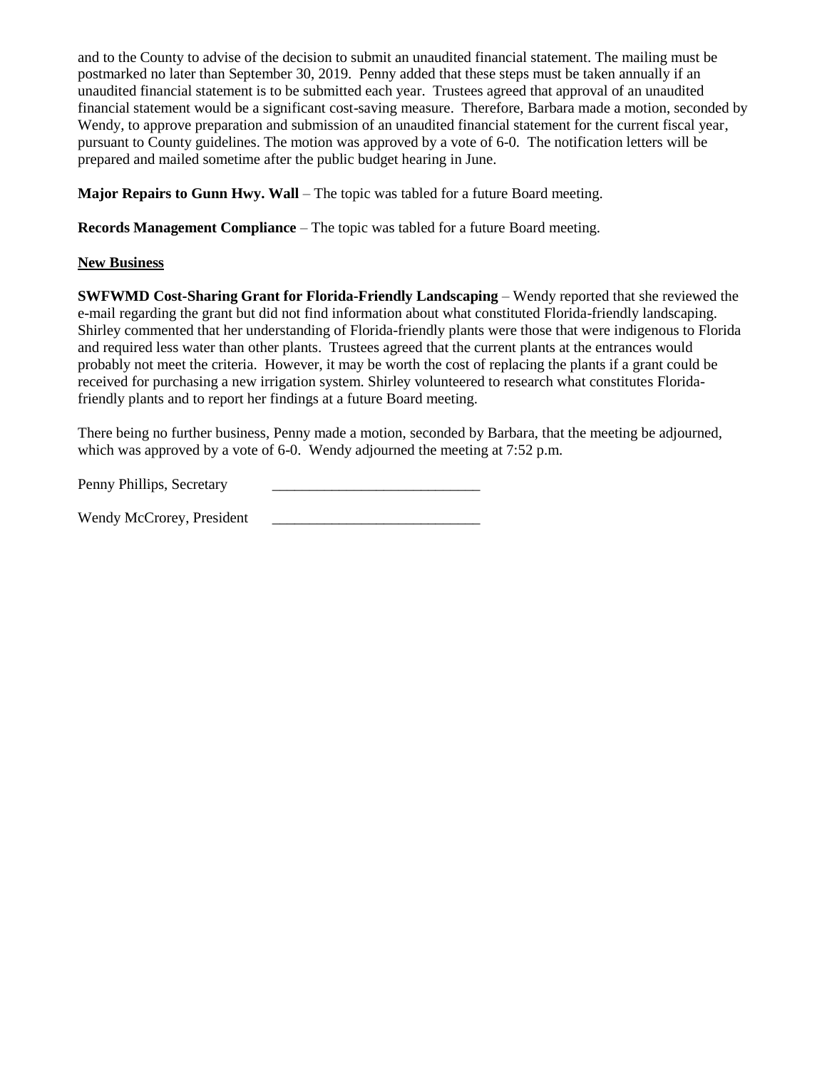and to the County to advise of the decision to submit an unaudited financial statement. The mailing must be postmarked no later than September 30, 2019. Penny added that these steps must be taken annually if an unaudited financial statement is to be submitted each year. Trustees agreed that approval of an unaudited financial statement would be a significant cost-saving measure. Therefore, Barbara made a motion, seconded by Wendy, to approve preparation and submission of an unaudited financial statement for the current fiscal year, pursuant to County guidelines. The motion was approved by a vote of 6-0. The notification letters will be prepared and mailed sometime after the public budget hearing in June.

**Major Repairs to Gunn Hwy. Wall** – The topic was tabled for a future Board meeting.

**Records Management Compliance** – The topic was tabled for a future Board meeting.

**New Business**

**SWFWMD Cost-Sharing Grant for Florida-Friendly Landscaping** – Wendy reported that she reviewed the e-mail regarding the grant but did not find information about what constituted Florida-friendly landscaping. Shirley commented that her understanding of Florida-friendly plants were those that were indigenous to Florida and required less water than other plants. Trustees agreed that the current plants at the entrances would probably not meet the criteria. However, it may be worth the cost of replacing the plants if a grant could be received for purchasing a new irrigation system. Shirley volunteered to research what constitutes Florida-friendly plants and to report her findings at a future Board meeting.

There being no further business, Penny made a motion, seconded by Barbara, that the meeting be adjourned, which was approved by a vote of 6-0. Wendy adjourned the meeting at 7:52 p.m.

Penny Phillips, Secretary ____________________________

Wendy McCrorey, President ____________________________